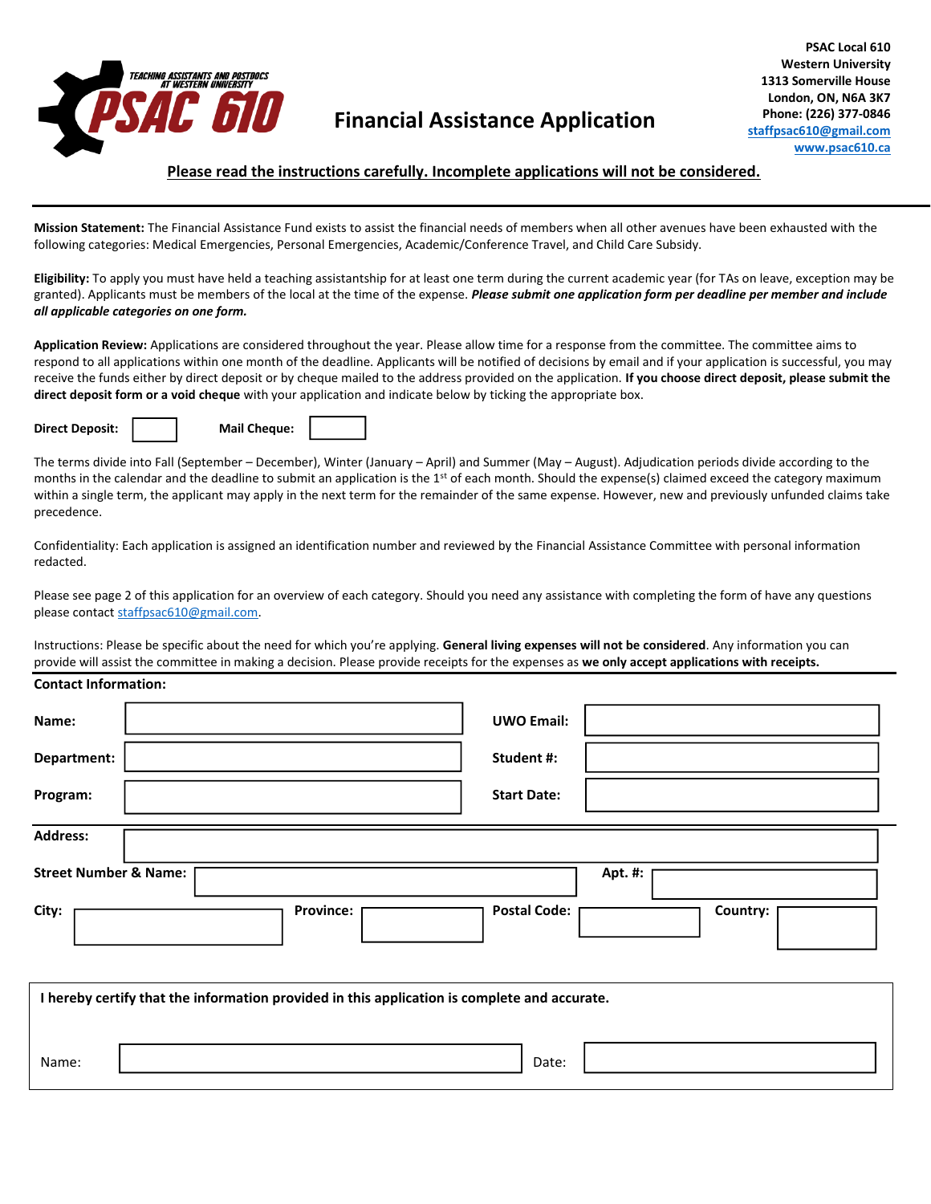TEACHING ASSISTANTS AND POSTDOCS AT WESTERN UNIVERSITY

PSAC 610

# Financial Assistance Application

**PSAC Local 610**
**Western University**
**1313 Somerville House**
**London, ON, N6A 3K7**
**Phone: (226) 377-0846**
**staffpsac610@gmail.com**
**www.psac610.ca**

**Please read the instructions carefully. Incomplete applications will not be considered.**

---

**Mission Statement:** The Financial Assistance Fund exists to assist the financial needs of members when all other avenues have been exhausted with the following categories: Medical Emergencies, Personal Emergencies, Academic/Conference Travel, and Child Care Subsidy.

**Eligibility:** To apply you must have held a teaching assistantship for at least one term during the current academic year (for TAs on leave, exception may be granted). Applicants must be members of the local at the time of the expense. ***Please submit one application form per deadline per member and include all applicable categories on one form.***

**Application Review:** Applications are considered throughout the year. Please allow time for a response from the committee. The committee aims to respond to all applications within one month of the deadline. Applicants will be notified of decisions by email and if your application is successful, you may receive the funds either by direct deposit or by cheque mailed to the address provided on the application. **If you choose direct deposit, please submit the direct deposit form or a void cheque** with your application and indicate below by ticking the appropriate box.

**Direct Deposit:** ☐ **Mail Cheque:** ☐

The terms divide into Fall (September – December), Winter (January – April) and Summer (May – August). Adjudication periods divide according to the months in the calendar and the deadline to submit an application is the 1st of each month. Should the expense(s) claimed exceed the category maximum within a single term, the applicant may apply in the next term for the remainder of the same expense. However, new and previously unfunded claims take precedence.

Confidentiality: Each application is assigned an identification number and reviewed by the Financial Assistance Committee with personal information redacted.

Please see page 2 of this application for an overview of each category. Should you need any assistance with completing the form of have any questions please contact staffpsac610@gmail.com.

Instructions: Please be specific about the need for which you're applying. **General living expenses will not be considered**. Any information you can provide will assist the committee in making a decision. Please provide receipts for the expenses as **we only accept applications with receipts.**

---

**Contact Information:**

| | | | |
|---|---|---|---|
| **Name:** | | **UWO Email:** | |
| **Department:** | | **Student #:** | |
| **Program:** | | **Start Date:** | |

**Address:**

| | | | |
|---|---|---|---|
| **Street Number & Name:** | | **Apt. #:** | |

| | | | | | | | |
|---|---|---|---|---|---|---|---|
| **City:** | | **Province:** | | **Postal Code:** | | **Country:** | |

**I hereby certify that the information provided in this application is complete and accurate.**

Name: ____________________ Date: ____________________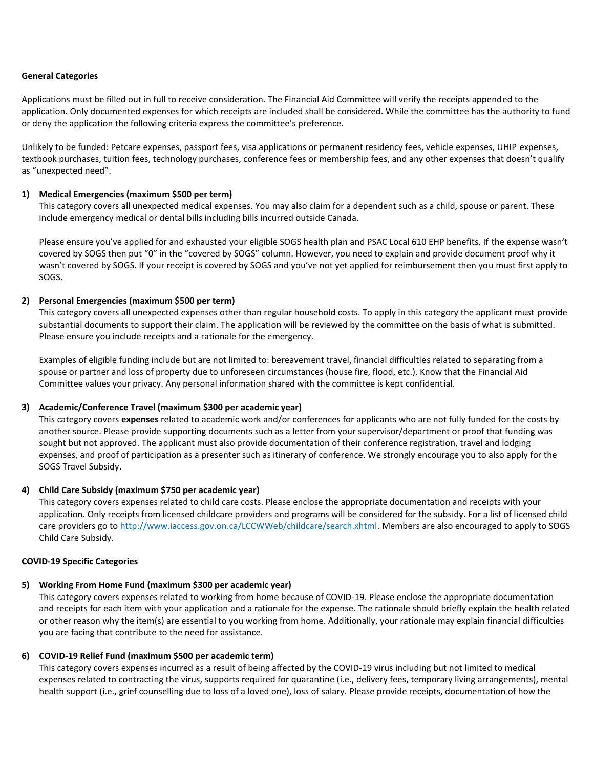**General Categories**

Applications must be filled out in full to receive consideration. The Financial Aid Committee will verify the receipts appended to the application. Only documented expenses for which receipts are included shall be considered. While the committee has the authority to fund or deny the application the following criteria express the committee's preference.

Unlikely to be funded: Petcare expenses, passport fees, visa applications or permanent residency fees, vehicle expenses, UHIP expenses, textbook purchases, tuition fees, technology purchases, conference fees or membership fees, and any other expenses that doesn't qualify as "unexpected need".

1) **Medical Emergencies (maximum $500 per term)**
   This category covers all unexpected medical expenses. You may also claim for a dependent such as a child, spouse or parent. These include emergency medical or dental bills including bills incurred outside Canada.

   Please ensure you've applied for and exhausted your eligible SOGS health plan and PSAC Local 610 EHP benefits. If the expense wasn't covered by SOGS then put "0" in the "covered by SOGS" column. However, you need to explain and provide document proof why it wasn't covered by SOGS. If your receipt is covered by SOGS and you've not yet applied for reimbursement then you must first apply to SOGS.

2) **Personal Emergencies (maximum $500 per term)**
   This category covers all unexpected expenses other than regular household costs. To apply in this category the applicant must provide substantial documents to support their claim. The application will be reviewed by the committee on the basis of what is submitted. Please ensure you include receipts and a rationale for the emergency.

   Examples of eligible funding include but are not limited to: bereavement travel, financial difficulties related to separating from a spouse or partner and loss of property due to unforeseen circumstances (house fire, flood, etc.). Know that the Financial Aid Committee values your privacy. Any personal information shared with the committee is kept confidential.

3) **Academic/Conference Travel (maximum $300 per academic year)**
   This category covers **expenses** related to academic work and/or conferences for applicants who are not fully funded for the costs by another source. Please provide supporting documents such as a letter from your supervisor/department or proof that funding was sought but not approved. The applicant must also provide documentation of their conference registration, travel and lodging expenses, and proof of participation as a presenter such as itinerary of conference. We strongly encourage you to also apply for the SOGS Travel Subsidy.

4) **Child Care Subsidy (maximum $750 per academic year)**
   This category covers expenses related to child care costs. Please enclose the appropriate documentation and receipts with your application. Only receipts from licensed childcare providers and programs will be considered for the subsidy. For a list of licensed child care providers go to http://www.iaccess.gov.on.ca/LCCWWeb/childcare/search.xhtml. Members are also encouraged to apply to SOGS Child Care Subsidy.

**COVID-19 Specific Categories**

5) **Working From Home Fund (maximum $300 per academic year)**
   This category covers expenses related to working from home because of COVID-19. Please enclose the appropriate documentation and receipts for each item with your application and a rationale for the expense. The rationale should briefly explain the health related or other reason why the item(s) are essential to you working from home. Additionally, your rationale may explain financial difficulties you are facing that contribute to the need for assistance.

6) **COVID-19 Relief Fund (maximum $500 per academic term)**
   This category covers expenses incurred as a result of being affected by the COVID-19 virus including but not limited to medical expenses related to contracting the virus, supports required for quarantine (i.e., delivery fees, temporary living arrangements), mental health support (i.e., grief counselling due to loss of a loved one), loss of salary. Please provide receipts, documentation of how the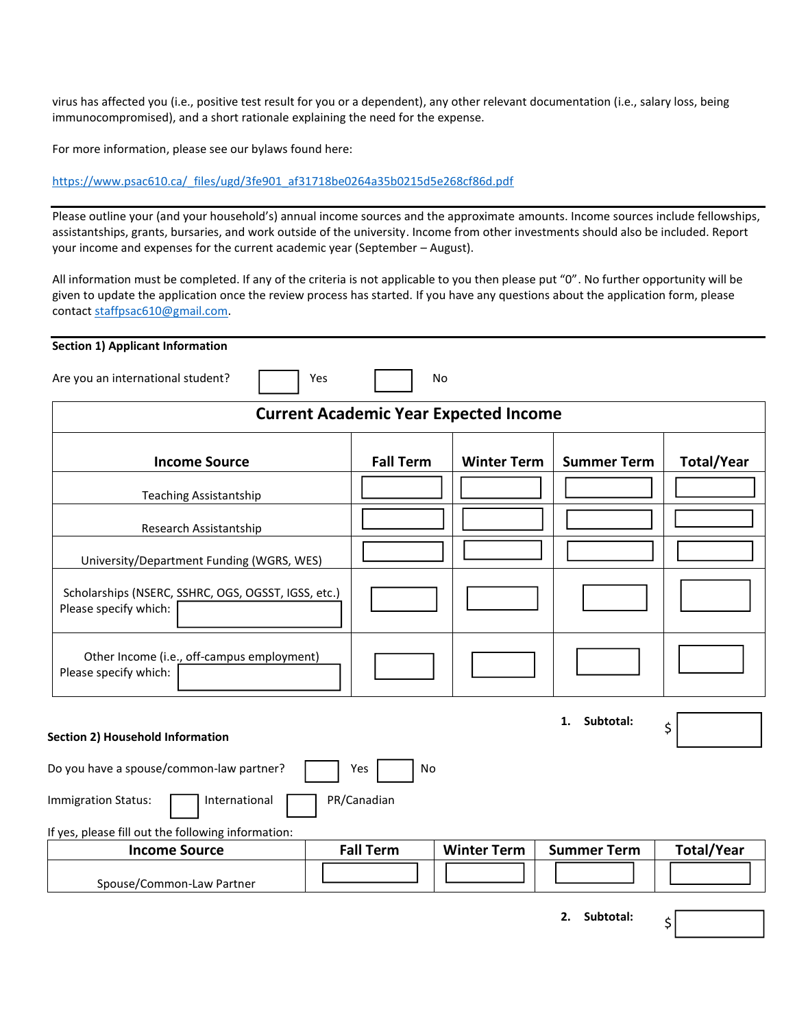virus has affected you (i.e., positive test result for you or a dependent), any other relevant documentation (i.e., salary loss, being immunocompromised), and a short rationale explaining the need for the expense.

For more information, please see our bylaws found here:

https://www.psac610.ca/_files/ugd/3fe901_af31718be0264a35b0215d5e268cf86d.pdf

---

Please outline your (and your household's) annual income sources and the approximate amounts. Income sources include fellowships, assistantships, grants, bursaries, and work outside of the university. Income from other investments should also be included. Report your income and expenses for the current academic year (September – August).

All information must be completed. If any of the criteria is not applicable to you then please put "0". No further opportunity will be given to update the application once the review process has started. If you have any questions about the application form, please contact staffpsac610@gmail.com.

---

**Section 1) Applicant Information**

Are you an international student? ☐ Yes ☐ No

**Current Academic Year Expected Income**

| Income Source | Fall Term | Winter Term | Summer Term | Total/Year |
|---|---|---|---|---|
| Teaching Assistantship | | | | |
| Research Assistantship | | | | |
| University/Department Funding (WGRS, WES) | | | | |
| Scholarships (NSERC, SSHRC, OGS, OGSST, IGSS, etc.) Please specify which: ______ | | | | |
| Other Income (i.e., off-campus employment) Please specify which: ______ | | | | |

**1. Subtotal:** $ ______

**Section 2) Household Information**

Do you have a spouse/common-law partner? ☐ Yes ☐ No

Immigration Status: ☐ International ☐ PR/Canadian

If yes, please fill out the following information:

| Income Source | Fall Term | Winter Term | Summer Term | Total/Year |
|---|---|---|---|---|
| Spouse/Common-Law Partner | | | | |

**2. Subtotal:** $ ______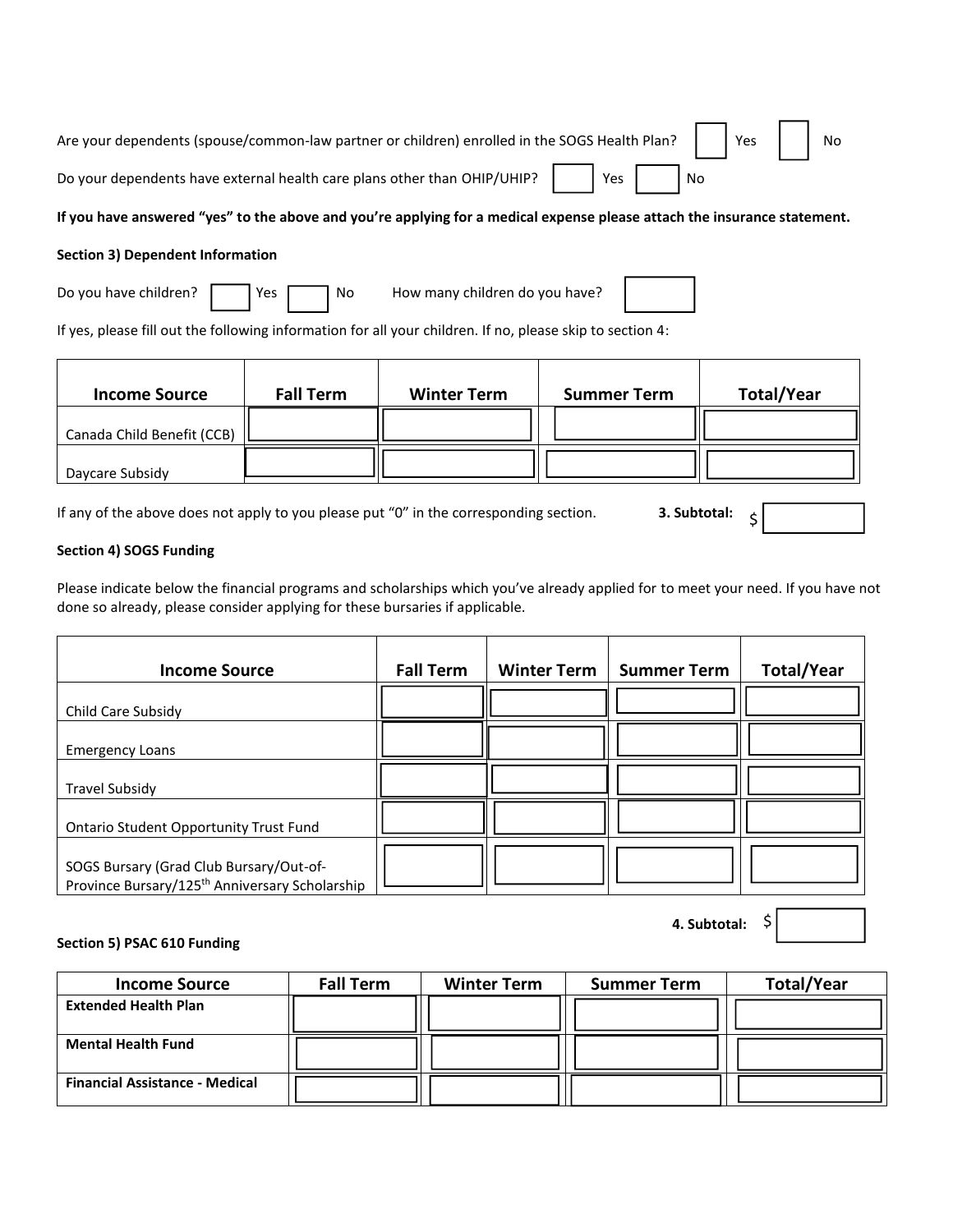Are your dependents (spouse/common-law partner or children) enrolled in the SOGS Health Plan? ☐ Yes ☐ No

Do your dependents have external health care plans other than OHIP/UHIP? ☐ Yes ☐ No

**If you have answered "yes" to the above and you're applying for a medical expense please attach the insurance statement.**

**Section 3) Dependent Information**

Do you have children? ☐ Yes ☐ No How many children do you have? ☐

If yes, please fill out the following information for all your children. If no, please skip to section 4:

| Income Source | Fall Term | Winter Term | Summer Term | Total/Year |
|---|---|---|---|---|
| Canada Child Benefit (CCB) | | | | |
| Daycare Subsidy | | | | |

If any of the above does not apply to you please put "0" in the corresponding section. **3. Subtotal:** $

**Section 4) SOGS Funding**

Please indicate below the financial programs and scholarships which you've already applied for to meet your need. If you have not done so already, please consider applying for these bursaries if applicable.

| Income Source | Fall Term | Winter Term | Summer Term | Total/Year |
|---|---|---|---|---|
| Child Care Subsidy | | | | |
| Emergency Loans | | | | |
| Travel Subsidy | | | | |
| Ontario Student Opportunity Trust Fund | | | | |
| SOGS Bursary (Grad Club Bursary/Out-of-Province Bursary/125th Anniversary Scholarship | | | | |

**4. Subtotal:** $

**Section 5) PSAC 610 Funding**

| Income Source | Fall Term | Winter Term | Summer Term | Total/Year |
|---|---|---|---|---|
| **Extended Health Plan** | | | | |
| **Mental Health Fund** | | | | |
| **Financial Assistance - Medical** | | | | |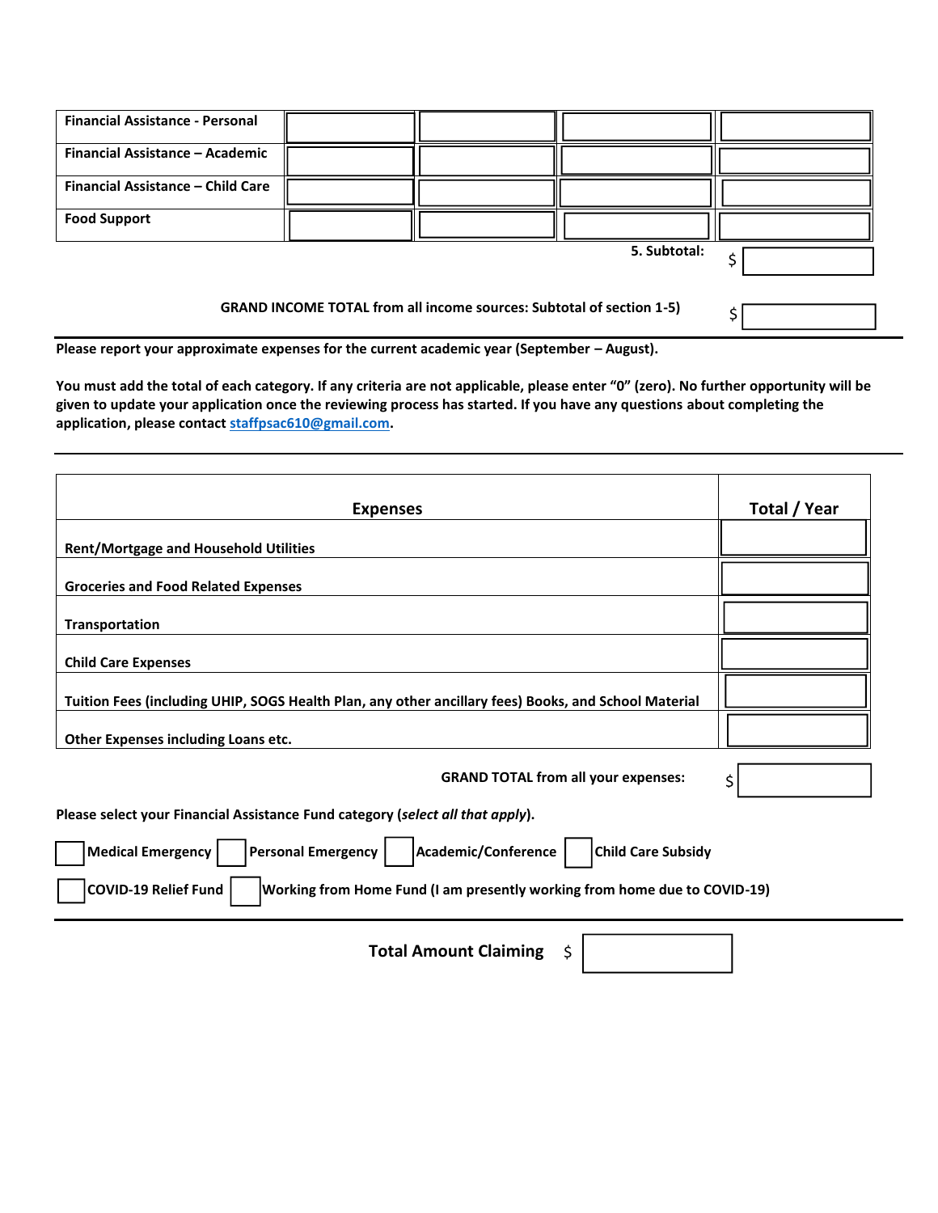| Financial Assistance - Personal | | | | |
|---|---|---|---|---|
| Financial Assistance – Academic | | | | |
| Financial Assistance – Child Care | | | | |
| Food Support | | | | |

**5. Subtotal:** $

**GRAND INCOME TOTAL from all income sources: Subtotal of section 1-5)** $

**Please report your approximate expenses for the current academic year (September – August).**

**You must add the total of each category. If any criteria are not applicable, please enter "0" (zero). No further opportunity will be given to update your application once the reviewing process has started. If you have any questions about completing the application, please contact staffpsac610@gmail.com.**

| Expenses | Total / Year |
|---|---|
| Rent/Mortgage and Household Utilities | |
| Groceries and Food Related Expenses | |
| Transportation | |
| Child Care Expenses | |
| Tuition Fees (including UHIP, SOGS Health Plan, any other ancillary fees) Books, and School Material | |
| Other Expenses including Loans etc. | |

**GRAND TOTAL from all your expenses:** $

**Please select your Financial Assistance Fund category (*select all that apply*).**

☐ **Medical Emergency** ☐ **Personal Emergency** ☐ **Academic/Conference** ☐ **Child Care Subsidy**

☐ **COVID-19 Relief Fund** ☐ **Working from Home Fund (I am presently working from home due to COVID-19)**

**Total Amount Claiming** $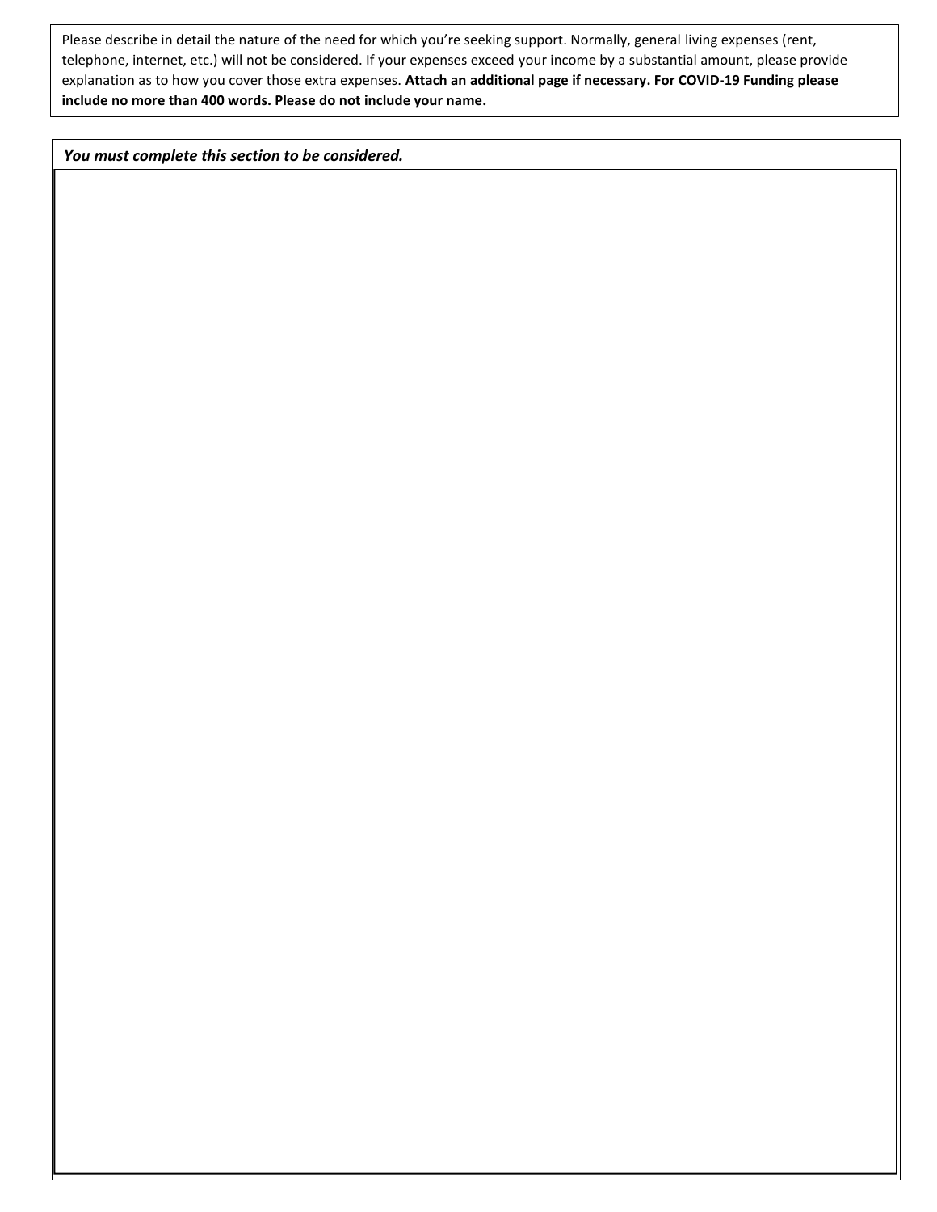Please describe in detail the nature of the need for which you're seeking support. Normally, general living expenses (rent, telephone, internet, etc.) will not be considered. If your expenses exceed your income by a substantial amount, please provide explanation as to how you cover those extra expenses. **Attach an additional page if necessary. For COVID-19 Funding please include no more than 400 words. Please do not include your name.**

***You must complete this section to be considered.***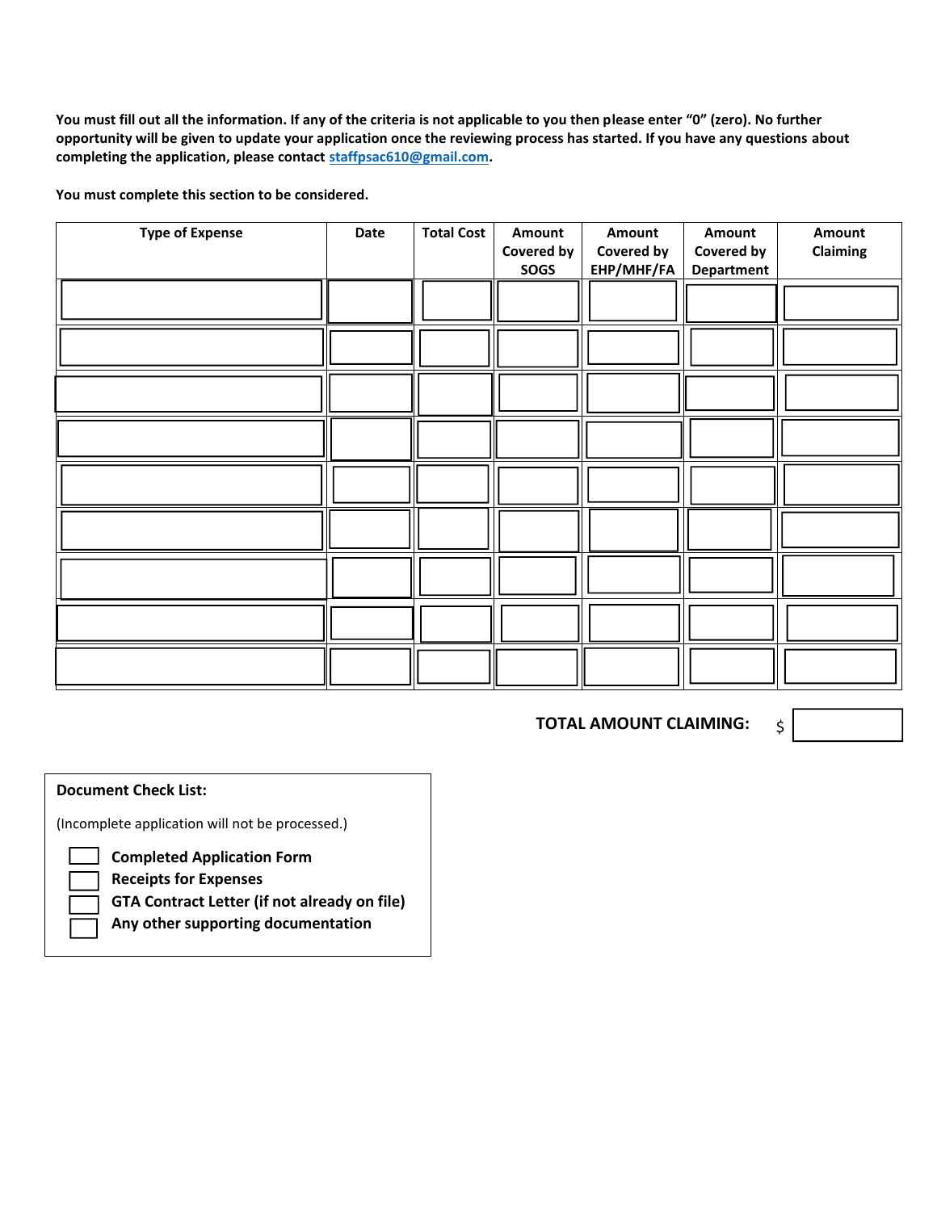**You must fill out all the information. If any of the criteria is not applicable to you then please enter "0" (zero). No further opportunity will be given to update your application once the reviewing process has started. If you have any questions about completing the application, please contact [staffpsac610@gmail.com](mailto:staffpsac610@gmail.com).**

**You must complete this section to be considered.**

| Type of Expense | Date | Total Cost | Amount Covered by SOGS | Amount Covered by EHP/MHF/FA | Amount Covered by Department | Amount Claiming |
|---|---|---|---|---|---|---|
| | | | | | | |
| | | | | | | |
| | | | | | | |
| | | | | | | |
| | | | | | | |
| | | | | | | |
| | | | | | | |
| | | | | | | |
| | | | | | | |

**TOTAL AMOUNT CLAIMING:** $ ______

**Document Check List:**

(Incomplete application will not be processed.)

- ☐ **Completed Application Form**
- ☐ **Receipts for Expenses**
- ☐ **GTA Contract Letter (if not already on file)**
- ☐ **Any other supporting documentation**